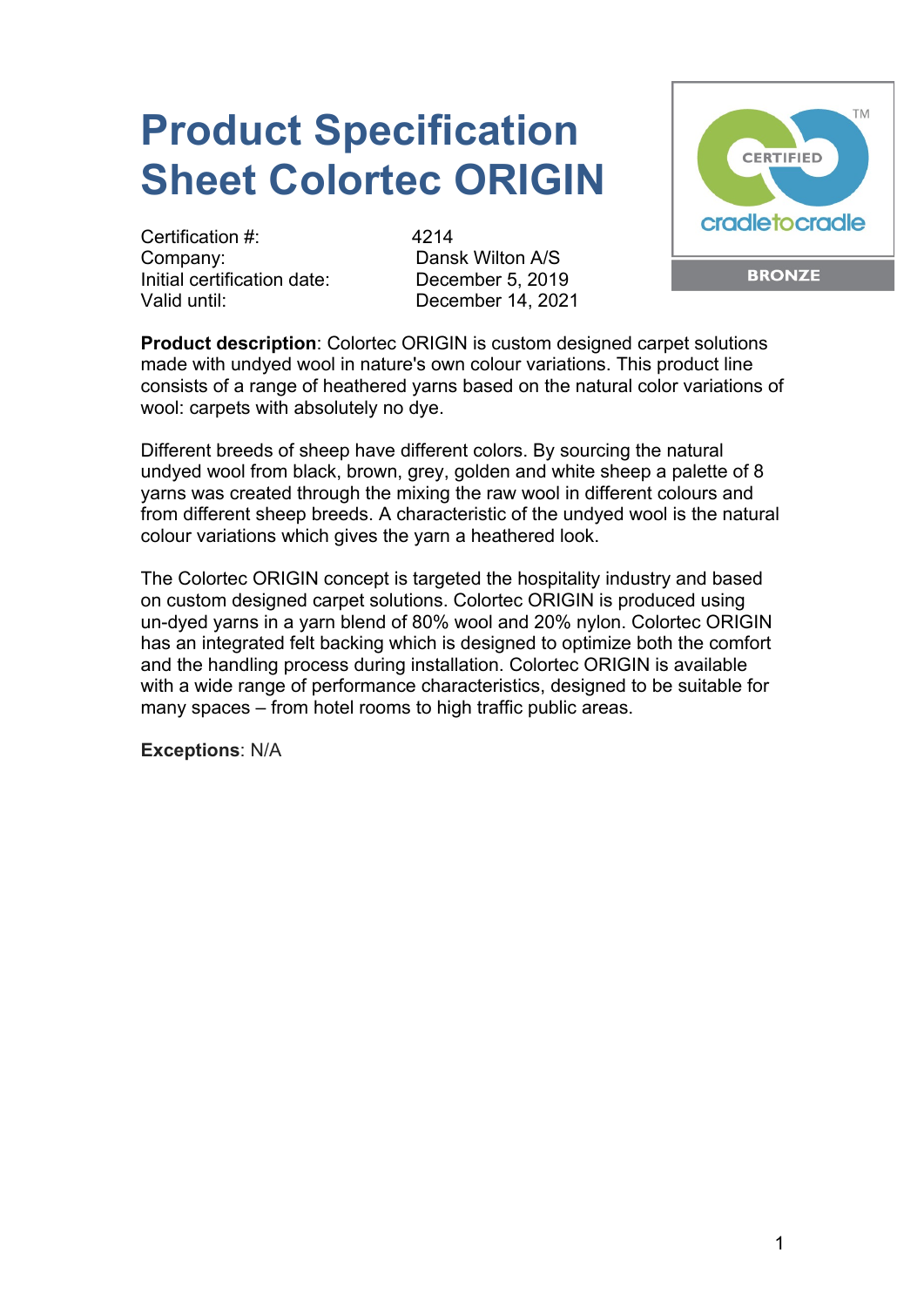# Product Specification Sheet Colortec ORIGIN

| | |
|---|---|
| Certification #: | 4214 |
| Company: | Dansk Wilton A/S |
| Initial certification date: | December 5, 2019 |
| Valid until: | December 14, 2021 |

CERTIFIED cradletocradle™ BRONZE

**Product description**: Colortec ORIGIN is custom designed carpet solutions made with undyed wool in nature's own colour variations. This product line consists of a range of heathered yarns based on the natural color variations of wool: carpets with absolutely no dye.

Different breeds of sheep have different colors. By sourcing the natural undyed wool from black, brown, grey, golden and white sheep a palette of 8 yarns was created through the mixing the raw wool in different colours and from different sheep breeds. A characteristic of the undyed wool is the natural colour variations which gives the yarn a heathered look.

The Colortec ORIGIN concept is targeted the hospitality industry and based on custom designed carpet solutions. Colortec ORIGIN is produced using un-dyed yarns in a yarn blend of 80% wool and 20% nylon. Colortec ORIGIN has an integrated felt backing which is designed to optimize both the comfort and the handling process during installation. Colortec ORIGIN is available with a wide range of performance characteristics, designed to be suitable for many spaces – from hotel rooms to high traffic public areas.

**Exceptions**: N/A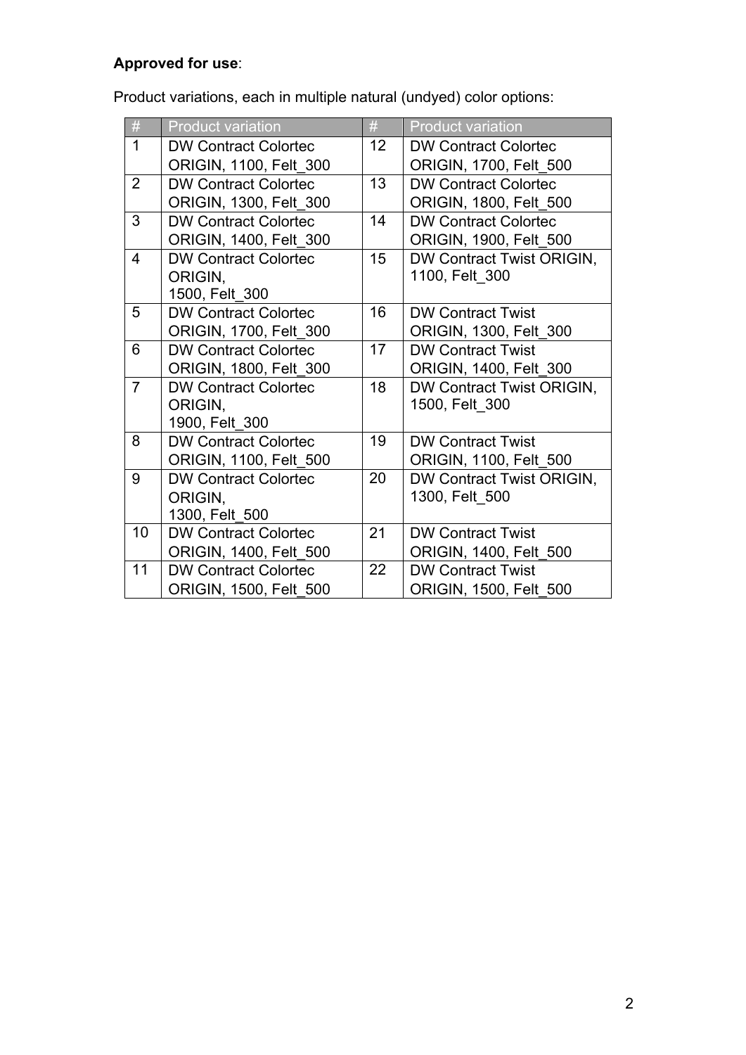**Approved for use**:

Product variations, each in multiple natural (undyed) color options:

| # | Product variation | # | Product variation |
|---|---|---|---|
| 1 | DW Contract Colortec ORIGIN, 1100, Felt_300 | 12 | DW Contract Colortec ORIGIN, 1700, Felt_500 |
| 2 | DW Contract Colortec ORIGIN, 1300, Felt_300 | 13 | DW Contract Colortec ORIGIN, 1800, Felt_500 |
| 3 | DW Contract Colortec ORIGIN, 1400, Felt_300 | 14 | DW Contract Colortec ORIGIN, 1900, Felt_500 |
| 4 | DW Contract Colortec ORIGIN, 1500, Felt_300 | 15 | DW Contract Twist ORIGIN, 1100, Felt_300 |
| 5 | DW Contract Colortec ORIGIN, 1700, Felt_300 | 16 | DW Contract Twist ORIGIN, 1300, Felt_300 |
| 6 | DW Contract Colortec ORIGIN, 1800, Felt_300 | 17 | DW Contract Twist ORIGIN, 1400, Felt_300 |
| 7 | DW Contract Colortec ORIGIN, 1900, Felt_300 | 18 | DW Contract Twist ORIGIN, 1500, Felt_300 |
| 8 | DW Contract Colortec ORIGIN, 1100, Felt_500 | 19 | DW Contract Twist ORIGIN, 1100, Felt_500 |
| 9 | DW Contract Colortec ORIGIN, 1300, Felt_500 | 20 | DW Contract Twist ORIGIN, 1300, Felt_500 |
| 10 | DW Contract Colortec ORIGIN, 1400, Felt_500 | 21 | DW Contract Twist ORIGIN, 1400, Felt_500 |
| 11 | DW Contract Colortec ORIGIN, 1500, Felt_500 | 22 | DW Contract Twist ORIGIN, 1500, Felt_500 |